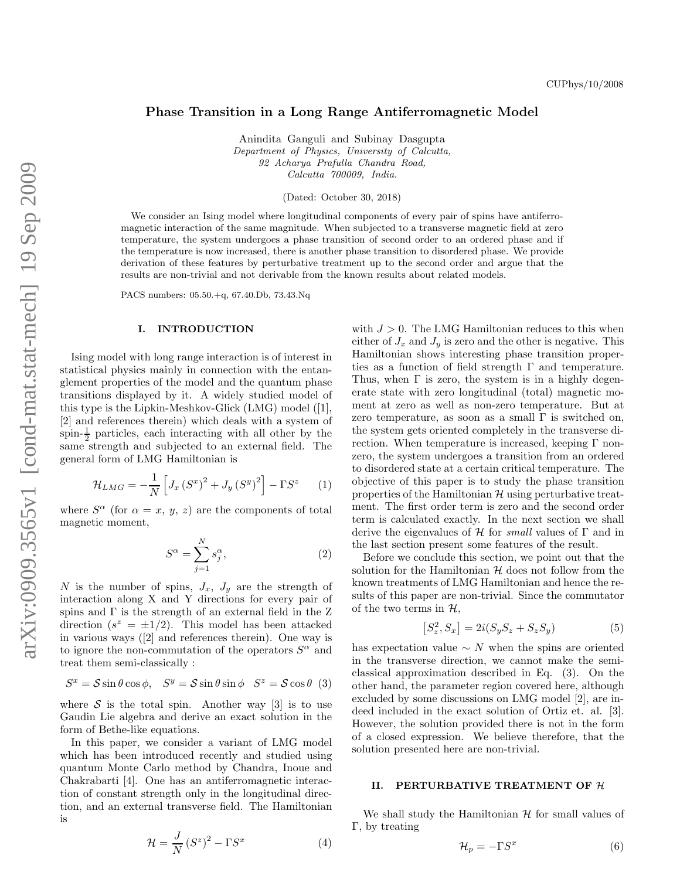CUPhys/10/2008

# Phase Transition in a Long Range Antiferromagnetic Model

Anindita Ganguli and Subinay Dasgupta

*Department of Physics, University of Calcutta, 92 Acharya Prafulla Chandra Road, Calcutta 700009, India.*

(Dated: October 30, 2018)

We consider an Ising model where longitudinal components of every pair of spins have antiferromagnetic interaction of the same magnitude. When subjected to a transverse magnetic field at zero temperature, the system undergoes a phase transition of second order to an ordered phase and if the temperature is now increased, there is another phase transition to disordered phase. We provide derivation of these features by perturbative treatment up to the second order and argue that the results are non-trivial and not derivable from the known results about related models.

PACS numbers: 05.50.+q, 67.40.Db, 73.43.Nq

## I. INTRODUCTION

Ising model with long range interaction is of interest in statistical physics mainly in connection with the entanglement properties of the model and the quantum phase transitions displayed by it. A widely studied model of this type is the Lipkin-Meshkov-Glick (LMG) model ([1], [2] and references therein) which deals with a system of spin-$\frac{1}{2}$ particles, each interacting with all other by the same strength and subjected to an external field. The general form of LMG Hamiltonian is

$$\mathcal{H}_{LMG} = -\frac{1}{N}\left[J_x\left(S^x\right)^2 + J_y\left(S^y\right)^2\right] - \Gamma S^z \qquad (1)$$

where $S^\alpha$ (for $\alpha = x,\, y,\, z$) are the components of total magnetic moment,

$$S^\alpha = \sum_{j=1}^{N} s_j^\alpha, \qquad (2)$$

$N$ is the number of spins, $J_x$, $J_y$ are the strength of interaction along X and Y directions for every pair of spins and $\Gamma$ is the strength of an external field in the Z direction ($s^z = \pm 1/2$). This model has been attacked in various ways ([2] and references therein). One way is to ignore the non-commutation of the operators $S^\alpha$ and treat them semi-classically :

$$S^x = \mathcal{S}\sin\theta\cos\phi, \quad S^y = \mathcal{S}\sin\theta\sin\phi \quad S^z = \mathcal{S}\cos\theta \quad (3)$$

where $\mathcal{S}$ is the total spin. Another way [3] is to use Gaudin Lie algebra and derive an exact solution in the form of Bethe-like equations.

In this paper, we consider a variant of LMG model which has been introduced recently and studied using quantum Monte Carlo method by Chandra, Inoue and Chakrabarti [4]. One has an antiferromagnetic interaction of constant strength only in the longitudinal direction, and an external transverse field. The Hamiltonian is

$$\mathcal{H} = \frac{J}{N}\left(S^z\right)^2 - \Gamma S^x \qquad (4)$$

with $J > 0$. The LMG Hamiltonian reduces to this when either of $J_x$ and $J_y$ is zero and the other is negative. This Hamiltonian shows interesting phase transition properties as a function of field strength $\Gamma$ and temperature. Thus, when $\Gamma$ is zero, the system is in a highly degenerate state with zero longitudinal (total) magnetic moment at zero as well as non-zero temperature. But at zero temperature, as soon as a small $\Gamma$ is switched on, the system gets oriented completely in the transverse direction. When temperature is increased, keeping $\Gamma$ non-zero, the system undergoes a transition from an ordered to disordered state at a certain critical temperature. The objective of this paper is to study the phase transition properties of the Hamiltonian $\mathcal{H}$ using perturbative treatment. The first order term is zero and the second order term is calculated exactly. In the next section we shall derive the eigenvalues of $\mathcal{H}$ for *small* values of $\Gamma$ and in the last section present some features of the result.

Before we conclude this section, we point out that the solution for the Hamiltonian $\mathcal{H}$ does not follow from the known treatments of LMG Hamiltonian and hence the results of this paper are non-trivial. Since the commutator of the two terms in $\mathcal{H}$,

$$\left[S_z^2, S_x\right] = 2i(S_yS_z + S_zS_y) \qquad (5)$$

has expectation value $\sim N$ when the spins are oriented in the transverse direction, we cannot make the semi-classical approximation described in Eq. (3). On the other hand, the parameter region covered here, although excluded by some discussions on LMG model [2], are indeed included in the exact solution of Ortiz et. al. [3]. However, the solution provided there is not in the form of a closed expression. We believe therefore, that the solution presented here are non-trivial.

## II. PERTURBATIVE TREATMENT OF $\mathcal{H}$

We shall study the Hamiltonian $\mathcal{H}$ for small values of $\Gamma$, by treating

$$\mathcal{H}_p = -\Gamma S^x \qquad (6)$$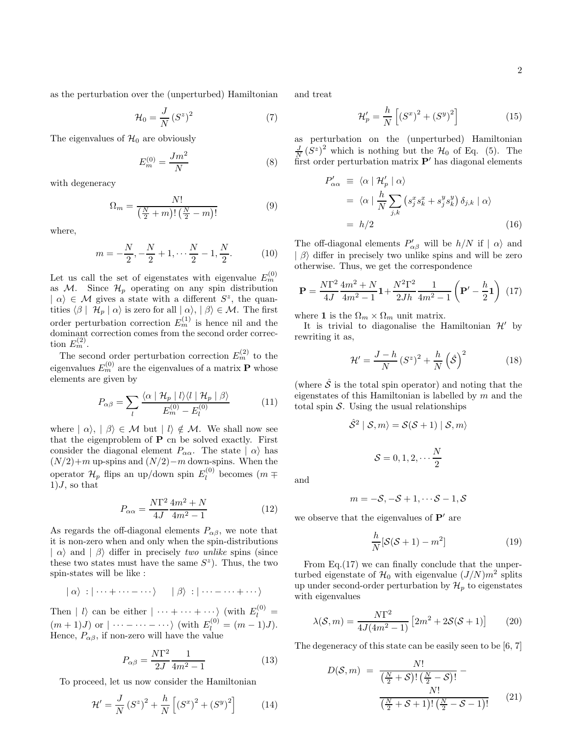as the perturbation over the (unperturbed) Hamiltonian

$$\mathcal{H}_0 = \frac{J}{N}\left(S^z\right)^2 \tag{7}$$

The eigenvalues of $\mathcal{H}_0$ are obviously

$$E_m^{(0)} = \frac{Jm^2}{N} \tag{8}$$

with degeneracy

$$\Omega_m = \frac{N!}{\left(\frac{N}{2}+m\right)!\left(\frac{N}{2}-m\right)!} \tag{9}$$

where,

$$m = -\frac{N}{2}, -\frac{N}{2}+1, \cdots \frac{N}{2}-1, \frac{N}{2}. \tag{10}$$

Let us call the set of eigenstates with eigenvalue $E_m^{(0)}$ as $\mathcal{M}$. Since $\mathcal{H}_p$ operating on any spin distribution $\mid \alpha\rangle \in \mathcal{M}$ gives a state with a different $S^z$, the quantities $\langle \beta \mid \mathcal{H}_p \mid \alpha\rangle$ is zero for all $\mid \alpha\rangle, \mid \beta\rangle \in \mathcal{M}$. The first order perturbation correction $E_m^{(1)}$ is hence nil and the dominant correction comes from the second order correction $E_m^{(2)}$.

The second order perturbation correction $E_m^{(2)}$ to the eigenvalues $E_m^{(0)}$ are the eigenvalues of a matrix $\mathbf{P}$ whose elements are given by

$$P_{\alpha\beta} = \sum_l \frac{\langle \alpha \mid \mathcal{H}_p \mid l\rangle\langle l \mid \mathcal{H}_p \mid \beta\rangle}{E_m^{(0)} - E_l^{(0)}} \tag{11}$$

where $\mid \alpha\rangle, \mid \beta\rangle \in \mathcal{M}$ but $\mid l\rangle \notin \mathcal{M}$. We shall now see that the eigenproblem of $\mathbf{P}$ cn be solved exactly. First consider the diagonal element $P_{\alpha\alpha}$. The state $\mid \alpha\rangle$ has $(N/2)+m$ up-spins and $(N/2)-m$ down-spins. When the operator $\mathcal{H}_p$ flips an up/down spin $E_l^{(0)}$ becomes $(m \mp 1)J$, so that

$$P_{\alpha\alpha} = \frac{N\Gamma^2}{4J}\frac{4m^2+N}{4m^2-1} \tag{12}$$

As regards the off-diagonal elements $P_{\alpha\beta}$, we note that it is non-zero when and only when the spin-distributions $\mid \alpha\rangle$ and $\mid \beta\rangle$ differ in precisely *two unlike* spins (since these two states must have the same $S^z$). Thus, the two spin-states will be like :

$$\mid \alpha\rangle \; : \mid \cdots + \cdots - \cdots\rangle \qquad \mid \beta\rangle \; : \mid \cdots - \cdots + \cdots\rangle$$

Then $\mid l\rangle$ can be either $\mid \cdots + \cdots + \cdots\rangle$ (with $E_l^{(0)} = (m+1)J$) or $\mid \cdots - \cdots - \cdots\rangle$ (with $E_l^{(0)} = (m-1)J$). Hence, $P_{\alpha\beta}$, if non-zero will have the value

$$P_{\alpha\beta} = \frac{N\Gamma^2}{2J}\frac{1}{4m^2-1} \tag{13}$$

To proceed, let us now consider the Hamiltonian

$$\mathcal{H}' = \frac{J}{N}\left(S^z\right)^2 + \frac{h}{N}\left[\left(S^x\right)^2 + \left(S^y\right)^2\right] \tag{14}$$

and treat

$$\mathcal{H}'_p = \frac{h}{N}\left[\left(S^x\right)^2 + \left(S^y\right)^2\right] \tag{15}$$

as perturbation on the (unperturbed) Hamiltonian $\frac{J}{N}\left(S^z\right)^2$ which is nothing but the $\mathcal{H}_0$ of Eq. (5). The first order perturbation matrix $\mathbf{P'}$ has diagonal elements

$$\begin{aligned} P'_{\alpha\alpha} &\equiv \langle \alpha \mid \mathcal{H}'_p \mid \alpha\rangle \\ &= \langle \alpha \mid \frac{h}{N}\sum_{j,k}\left(s_j^x s_k^x + s_j^y s_k^y\right)\delta_{j,k} \mid \alpha\rangle \\ &= h/2 \end{aligned} \tag{16}$$

The off-diagonal elements $P'_{\alpha\beta}$ will be $h/N$ if $\mid \alpha\rangle$ and $\mid \beta\rangle$ differ in precisely two unlike spins and will be zero otherwise. Thus, we get the correspondence

$$\mathbf{P} = \frac{N\Gamma^2}{4J}\frac{4m^2+N}{4m^2-1}\mathbf{1} + \frac{N^2\Gamma^2}{2Jh}\frac{1}{4m^2-1}\left(\mathbf{P'} - \frac{h}{2}\mathbf{1}\right) \tag{17}$$

where $\mathbf{1}$ is the $\Omega_m \times \Omega_m$ unit matrix.

It is trivial to diagonalise the Hamiltonian $\mathcal{H}'$ by rewriting it as,

$$\mathcal{H}' = \frac{J-h}{N}\left(S^z\right)^2 + \frac{h}{N}\left(\hat{S}\right)^2 \tag{18}$$

(where $\hat{S}$ is the total spin operator) and noting that the eigenstates of this Hamiltonian is labelled by $m$ and the total spin $\mathcal{S}$. Using the usual relationships

$$\hat{S}^2 \mid \mathcal{S}, m\rangle = \mathcal{S}(\mathcal{S}+1) \mid \mathcal{S}, m\rangle$$

$$\mathcal{S} = 0, 1, 2, \cdots \frac{N}{2}$$

and

$$m = -\mathcal{S}, -\mathcal{S}+1, \cdots \mathcal{S}-1, \mathcal{S}$$

we observe that the eigenvalues of $\mathbf{P'}$ are

$$\frac{h}{N}\left[\mathcal{S}(\mathcal{S}+1) - m^2\right] \tag{19}$$

From Eq.(17) we can finally conclude that the unperturbed eigenstate of $\mathcal{H}_0$ with eigenvalue $(J/N)m^2$ splits up under second-order perturbation by $\mathcal{H}_p$ to eigenstates with eigenvalues

$$\lambda(\mathcal{S}, m) = \frac{N\Gamma^2}{4J(4m^2-1)}\left[2m^2 + 2\mathcal{S}(\mathcal{S}+1)\right] \tag{20}$$

The degeneracy of this state can be easily seen to be [6, 7]

$$\begin{aligned} D(\mathcal{S}, m) &= \frac{N!}{\left(\frac{N}{2}+\mathcal{S}\right)!\left(\frac{N}{2}-\mathcal{S}\right)!} - \\ &\quad \frac{N!}{\left(\frac{N}{2}+\mathcal{S}+1\right)!\left(\frac{N}{2}-\mathcal{S}-1\right)!} \end{aligned} \tag{21}$$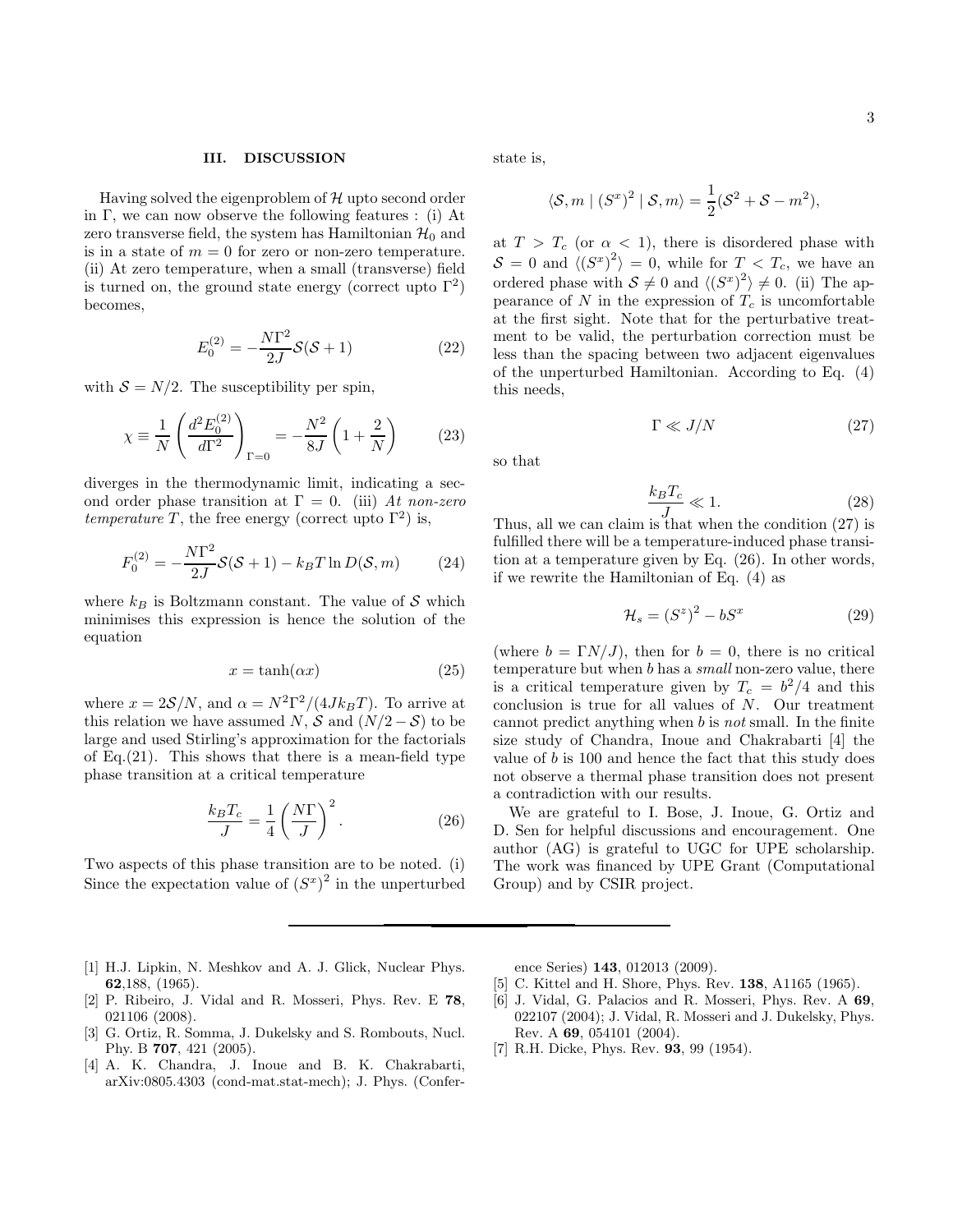## III. DISCUSSION

Having solved the eigenproblem of $\mathcal{H}$ upto second order in $\Gamma$, we can now observe the following features : (i) At zero transverse field, the system has Hamiltonian $\mathcal{H}_0$ and is in a state of $m = 0$ for zero or non-zero temperature. (ii) At zero temperature, when a small (transverse) field is turned on, the ground state energy (correct upto $\Gamma^2$) becomes,

$$E_0^{(2)} = -\frac{N\Gamma^2}{2J}\mathcal{S}(\mathcal{S}+1) \tag{22}$$

with $\mathcal{S} = N/2$. The susceptibility per spin,

$$\chi \equiv \frac{1}{N}\left(\frac{d^2E_0^{(2)}}{d\Gamma^2}\right)_{\Gamma=0} = -\frac{N^2}{8J}\left(1+\frac{2}{N}\right) \tag{23}$$

diverges in the thermodynamic limit, indicating a second order phase transition at $\Gamma = 0$. (iii) *At non-zero temperature* $T$, the free energy (correct upto $\Gamma^2$) is,

$$F_0^{(2)} = -\frac{N\Gamma^2}{2J}\mathcal{S}(\mathcal{S}+1) - k_BT\ln D(\mathcal{S},m) \tag{24}$$

where $k_B$ is Boltzmann constant. The value of $\mathcal{S}$ which minimises this expression is hence the solution of the equation

$$x = \tanh(\alpha x) \tag{25}$$

where $x = 2\mathcal{S}/N$, and $\alpha = N^2\Gamma^2/(4Jk_BT)$. To arrive at this relation we have assumed $N$, $\mathcal{S}$ and $(N/2-\mathcal{S})$ to be large and used Stirling's approximation for the factorials of Eq.(21). This shows that there is a mean-field type phase transition at a critical temperature

$$\frac{k_BT_c}{J} = \frac{1}{4}\left(\frac{N\Gamma}{J}\right)^2. \tag{26}$$

Two aspects of this phase transition are to be noted. (i) Since the expectation value of $(S^x)^2$ in the unperturbed state is,

$$\langle \mathcal{S}, m \mid (S^x)^2 \mid \mathcal{S}, m\rangle = \frac{1}{2}(\mathcal{S}^2 + \mathcal{S} - m^2),$$

at $T > T_c$ (or $\alpha < 1$), there is disordered phase with $\mathcal{S} = 0$ and $\langle (S^x)^2\rangle = 0$, while for $T < T_c$, we have an ordered phase with $\mathcal{S} \neq 0$ and $\langle (S^x)^2\rangle \neq 0$. (ii) The appearance of $N$ in the expression of $T_c$ is uncomfortable at the first sight. Note that for the perturbative treatment to be valid, the perturbation correction must be less than the spacing between two adjacent eigenvalues of the unperturbed Hamiltonian. According to Eq. (4) this needs,

$$\Gamma \ll J/N \tag{27}$$

so that

$$\frac{k_BT_c}{J} \ll 1. \tag{28}$$

Thus, all we can claim is that when the condition (27) is fulfilled there will be a temperature-induced phase transition at a temperature given by Eq. (26). In other words, if we rewrite the Hamiltonian of Eq. (4) as

$$\mathcal{H}_s = (S^z)^2 - bS^x \tag{29}$$

(where $b = \Gamma N/J$), then for $b = 0$, there is no critical temperature but when $b$ has a *small* non-zero value, there is a critical temperature given by $T_c = b^2/4$ and this conclusion is true for all values of $N$. Our treatment cannot predict anything when $b$ is *not* small. In the finite size study of Chandra, Inoue and Chakrabarti [4] the value of $b$ is 100 and hence the fact that this study does not observe a thermal phase transition does not present a contradiction with our results.

We are grateful to I. Bose, J. Inoue, G. Ortiz and D. Sen for helpful discussions and encouragement. One author (AG) is grateful to UGC for UPE scholarship. The work was financed by UPE Grant (Computational Group) and by CSIR project.

---

[1] H.J. Lipkin, N. Meshkov and A. J. Glick, Nuclear Phys. **62**,188, (1965).

[2] P. Ribeiro, J. Vidal and R. Mosseri, Phys. Rev. E **78**, 021106 (2008).

[3] G. Ortiz, R. Somma, J. Dukelsky and S. Rombouts, Nucl. Phy. B **707**, 421 (2005).

[4] A. K. Chandra, J. Inoue and B. K. Chakrabarti, arXiv:0805.4303 (cond-mat.stat-mech); J. Phys. (Conference Series) **143**, 012013 (2009).

[5] C. Kittel and H. Shore, Phys. Rev. **138**, A1165 (1965).

[6] J. Vidal, G. Palacios and R. Mosseri, Phys. Rev. A **69**, 022107 (2004); J. Vidal, R. Mosseri and J. Dukelsky, Phys. Rev. A **69**, 054101 (2004).

[7] R.H. Dicke, Phys. Rev. **93**, 99 (1954).